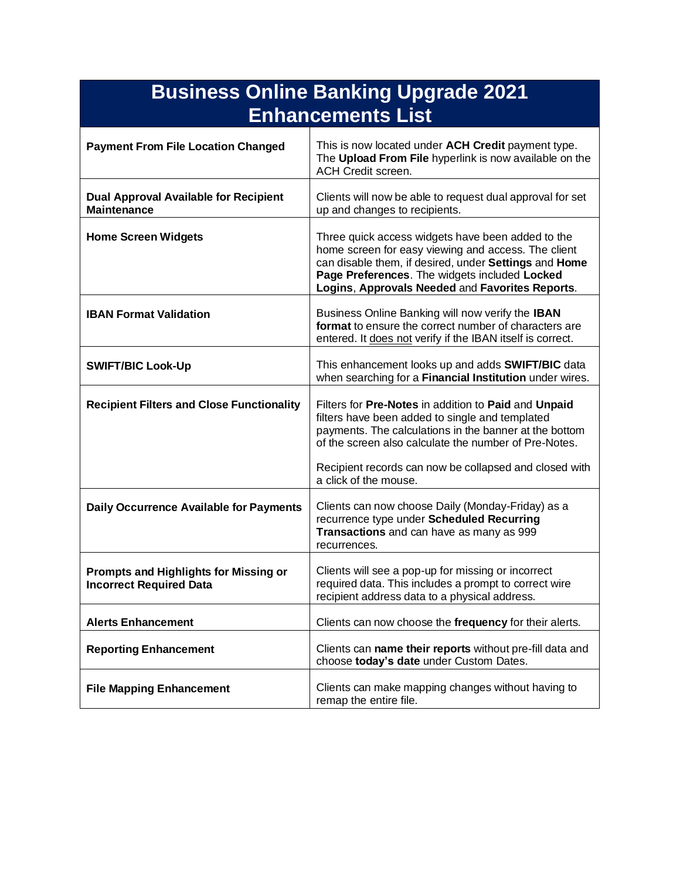# Business Online Banking Upgrade 2021 Enhancements List

| | |
|---|---|
| **Payment From File Location Changed** | This is now located under **ACH Credit** payment type. The **Upload From File** hyperlink is now available on the ACH Credit screen. |
| **Dual Approval Available for Recipient Maintenance** | Clients will now be able to request dual approval for set up and changes to recipients. |
| **Home Screen Widgets** | Three quick access widgets have been added to the home screen for easy viewing and access. The client can disable them, if desired, under **Settings** and **Home Page Preferences**. The widgets included **Locked Logins**, **Approvals Needed** and **Favorites Reports**. |
| **IBAN Format Validation** | Business Online Banking will now verify the **IBAN format** to ensure the correct number of characters are entered. It <u>does not</u> verify if the IBAN itself is correct. |
| **SWIFT/BIC Look-Up** | This enhancement looks up and adds **SWIFT/BIC** data when searching for a **Financial Institution** under wires. |
| **Recipient Filters and Close Functionality** | Filters for **Pre-Notes** in addition to **Paid** and **Unpaid** filters have been added to single and templated payments. The calculations in the banner at the bottom of the screen also calculate the number of Pre-Notes.<br><br>Recipient records can now be collapsed and closed with a click of the mouse. |
| **Daily Occurrence Available for Payments** | Clients can now choose Daily (Monday-Friday) as a recurrence type under **Scheduled Recurring Transactions** and can have as many as 999 recurrences. |
| **Prompts and Highlights for Missing or Incorrect Required Data** | Clients will see a pop-up for missing or incorrect required data. This includes a prompt to correct wire recipient address data to a physical address. |
| **Alerts Enhancement** | Clients can now choose the **frequency** for their alerts. |
| **Reporting Enhancement** | Clients can **name their reports** without pre-fill data and choose **today's date** under Custom Dates. |
| **File Mapping Enhancement** | Clients can make mapping changes without having to remap the entire file. |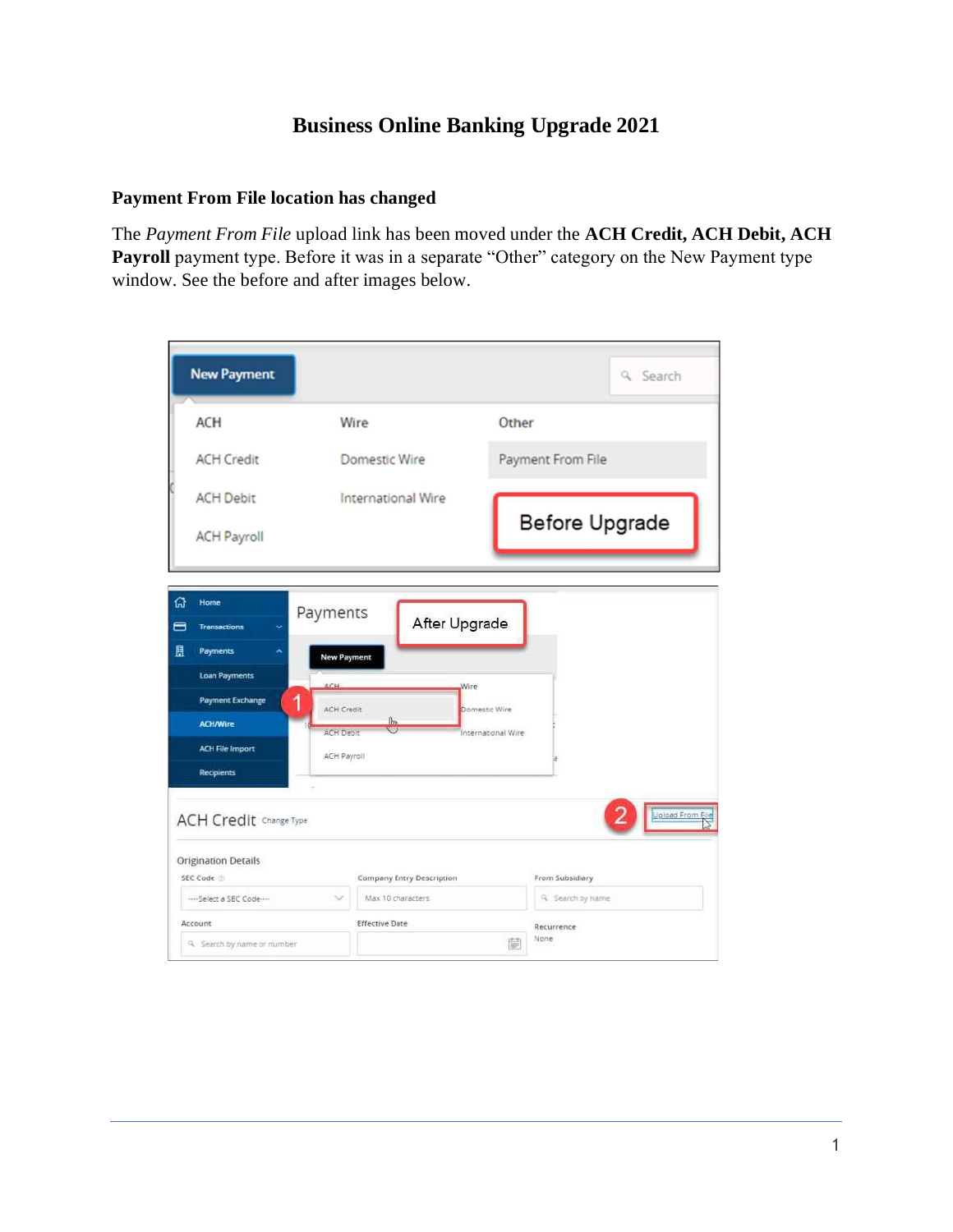# Business Online Banking Upgrade 2021

## Payment From File location has changed

The *Payment From File* upload link has been moved under the **ACH Credit, ACH Debit, ACH Payroll** payment type. Before it was in a separate "Other" category on the New Payment type window. See the before and after images below.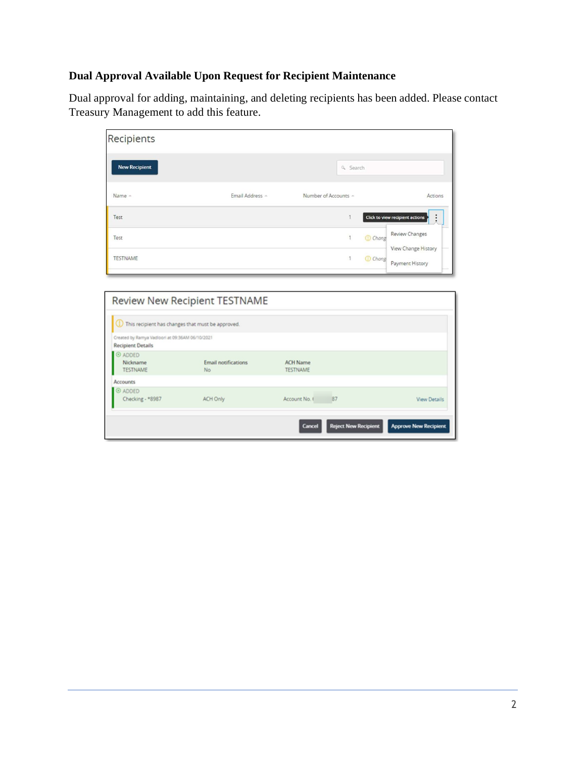## Dual Approval Available Upon Request for Recipient Maintenance

Dual approval for adding, maintaining, and deleting recipients has been added. Please contact Treasury Management to add this feature.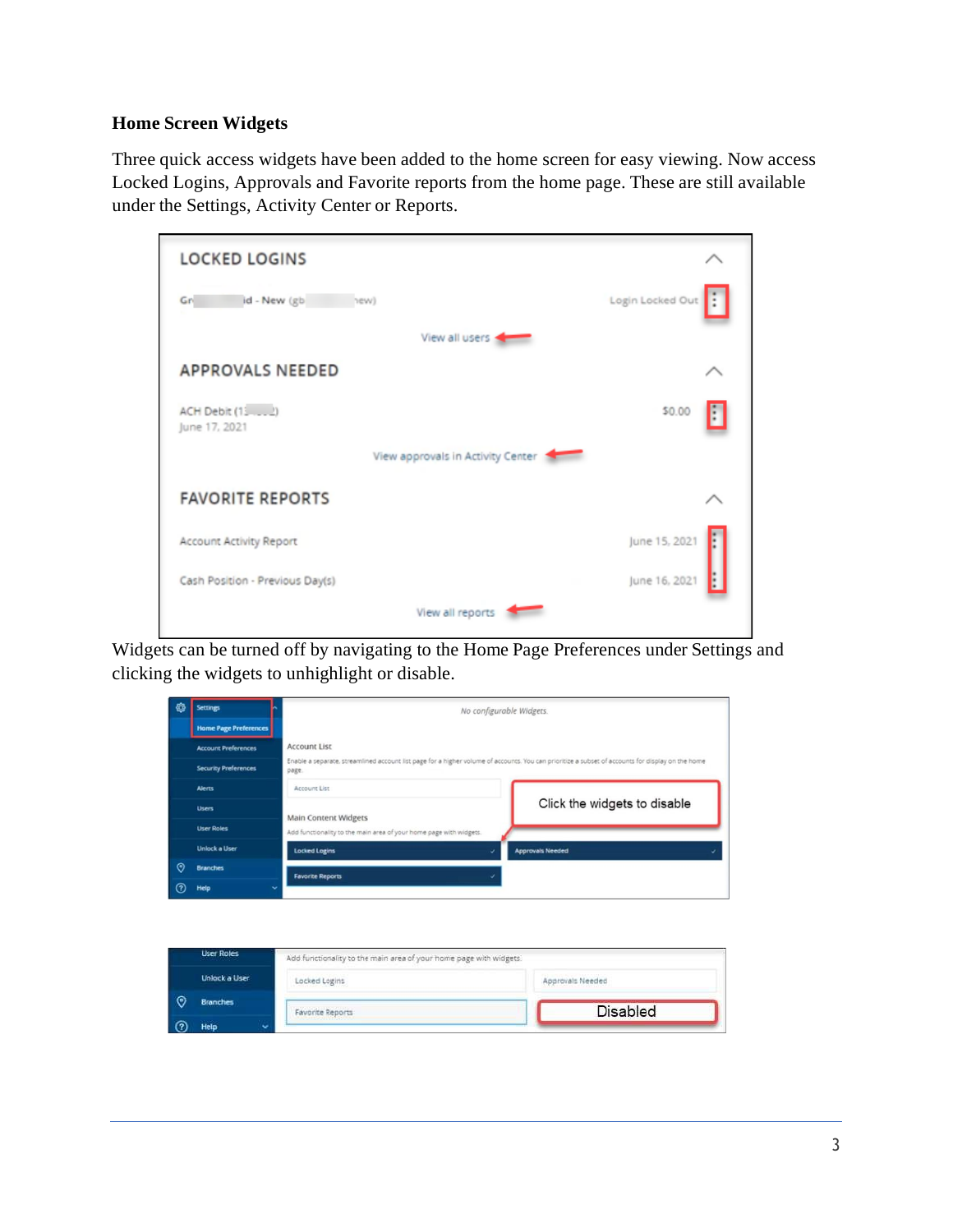### Home Screen Widgets

Three quick access widgets have been added to the home screen for easy viewing. Now access Locked Logins, Approvals and Favorite reports from the home page. These are still available under the Settings, Activity Center or Reports.

Widgets can be turned off by navigating to the Home Page Preferences under Settings and clicking the widgets to unhighlight or disable.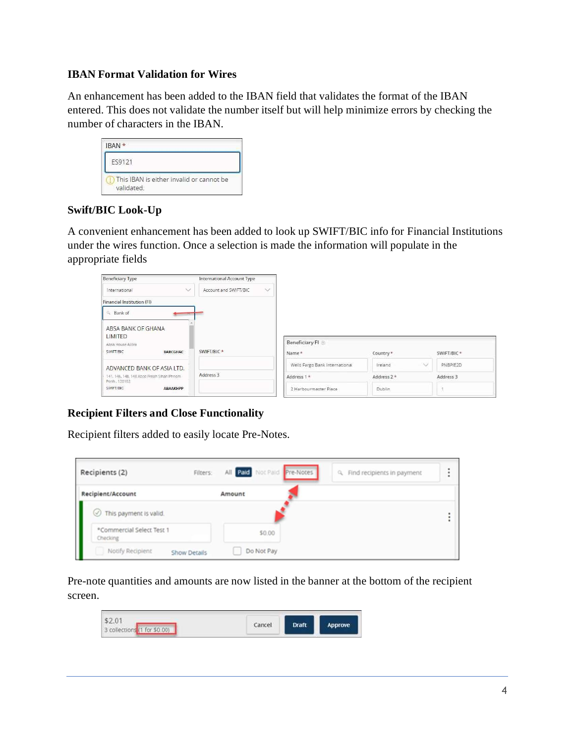### IBAN Format Validation for Wires

An enhancement has been added to the IBAN field that validates the format of the IBAN entered. This does not validate the number itself but will help minimize errors by checking the number of characters in the IBAN.

### Swift/BIC Look-Up

A convenient enhancement has been added to look up SWIFT/BIC info for Financial Institutions under the wires function. Once a selection is made the information will populate in the appropriate fields

### Recipient Filters and Close Functionality

Recipient filters added to easily locate Pre-Notes.

Pre-note quantities and amounts are now listed in the banner at the bottom of the recipient screen.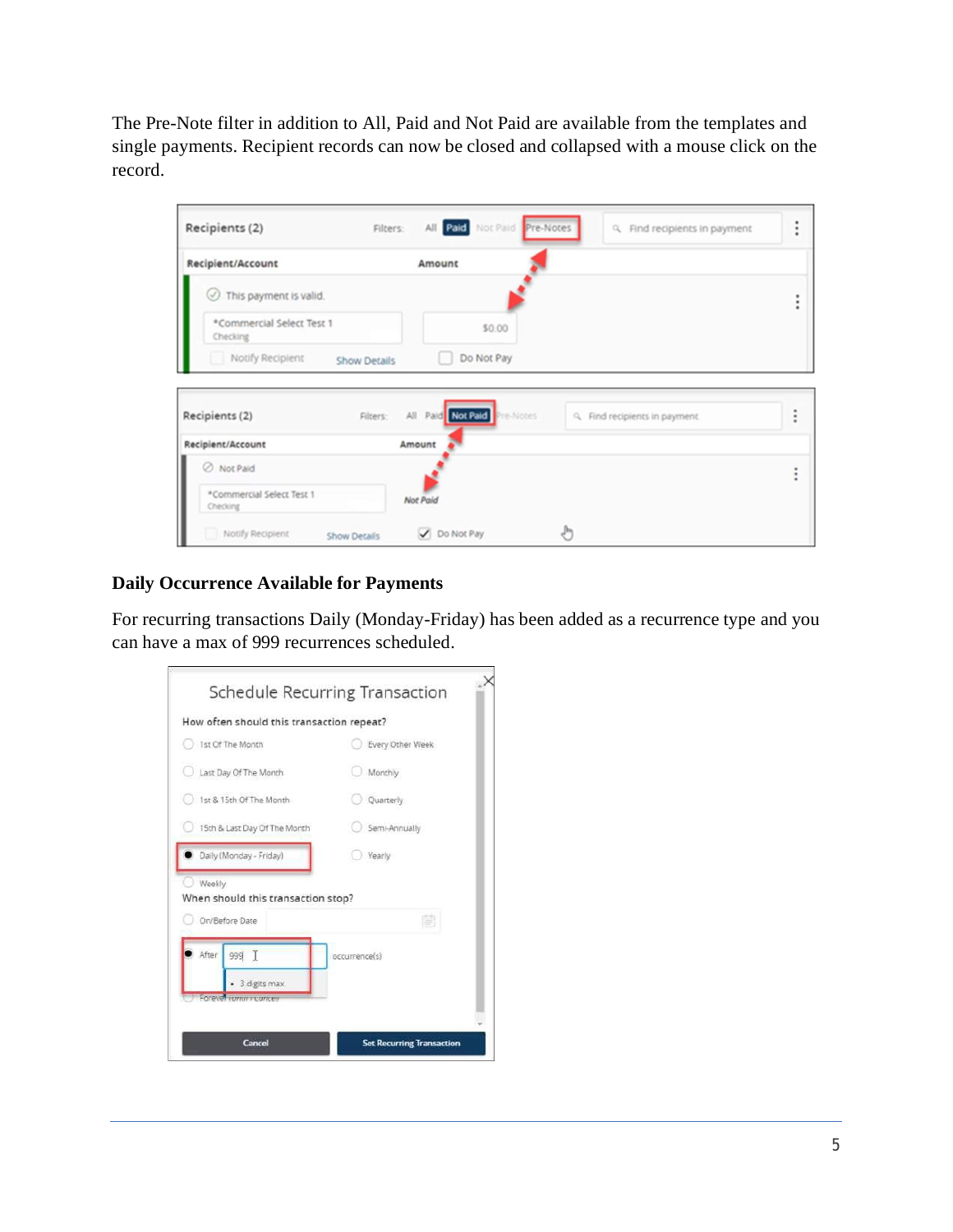The Pre-Note filter in addition to All, Paid and Not Paid are available from the templates and single payments. Recipient records can now be closed and collapsed with a mouse click on the record.

### Daily Occurrence Available for Payments

For recurring transactions Daily (Monday-Friday) has been added as a recurrence type and you can have a max of 999 recurrences scheduled.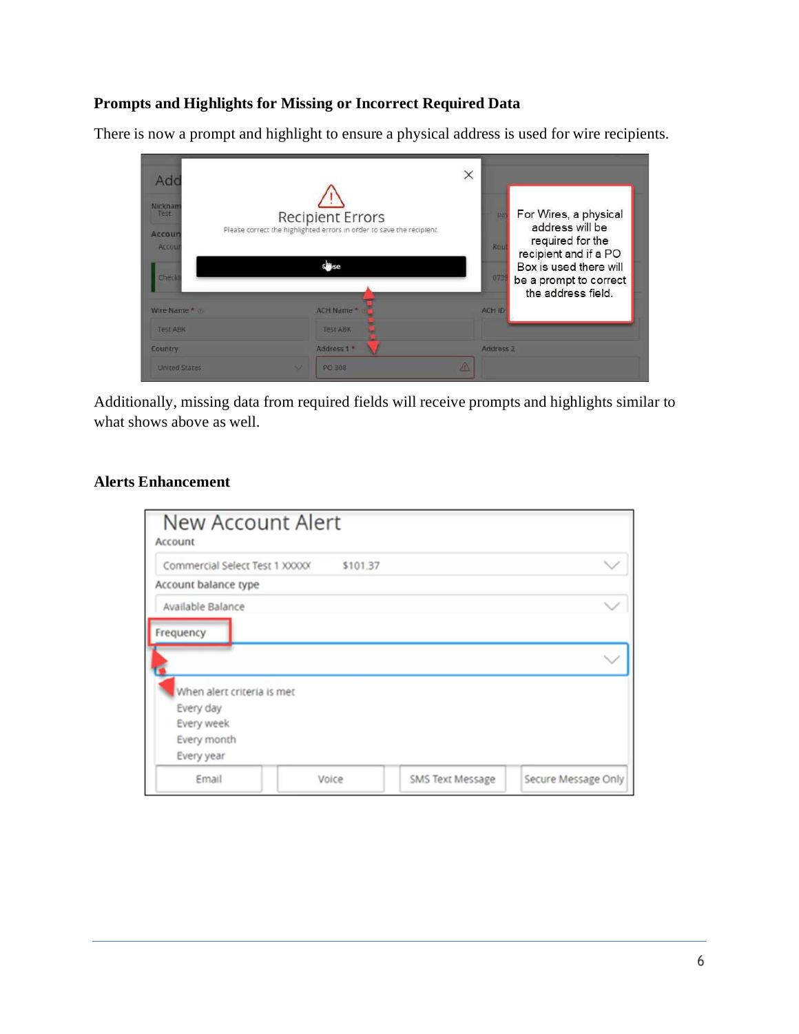### Prompts and Highlights for Missing or Incorrect Required Data

There is now a prompt and highlight to ensure a physical address is used for wire recipients.

Additionally, missing data from required fields will receive prompts and highlights similar to what shows above as well.

### Alerts Enhancement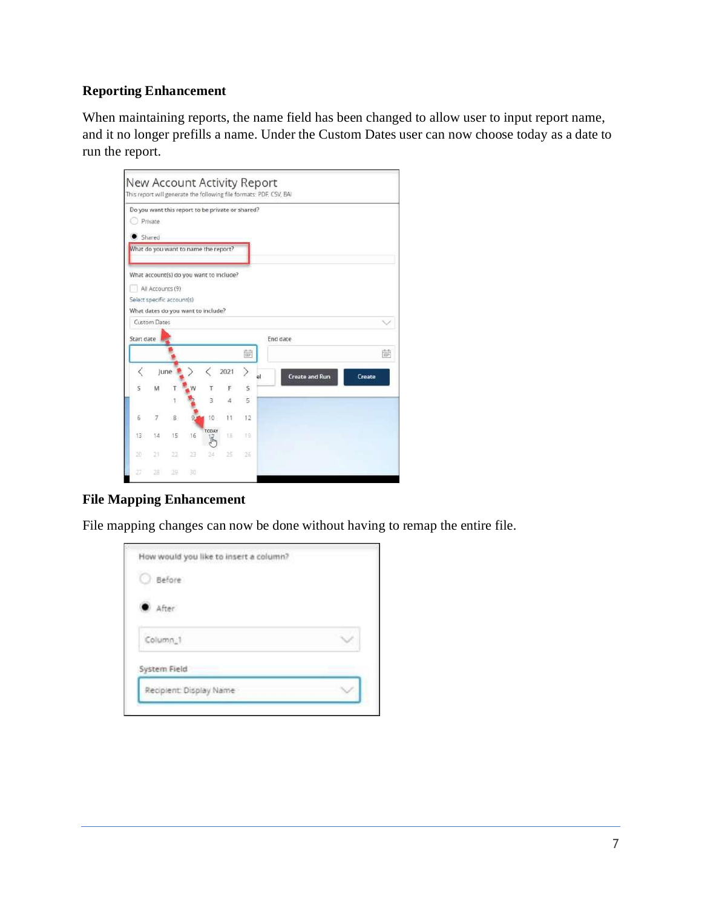### Reporting Enhancement

When maintaining reports, the name field has been changed to allow user to input report name, and it no longer prefills a name. Under the Custom Dates user can now choose today as a date to run the report.

### File Mapping Enhancement

File mapping changes can now be done without having to remap the entire file.